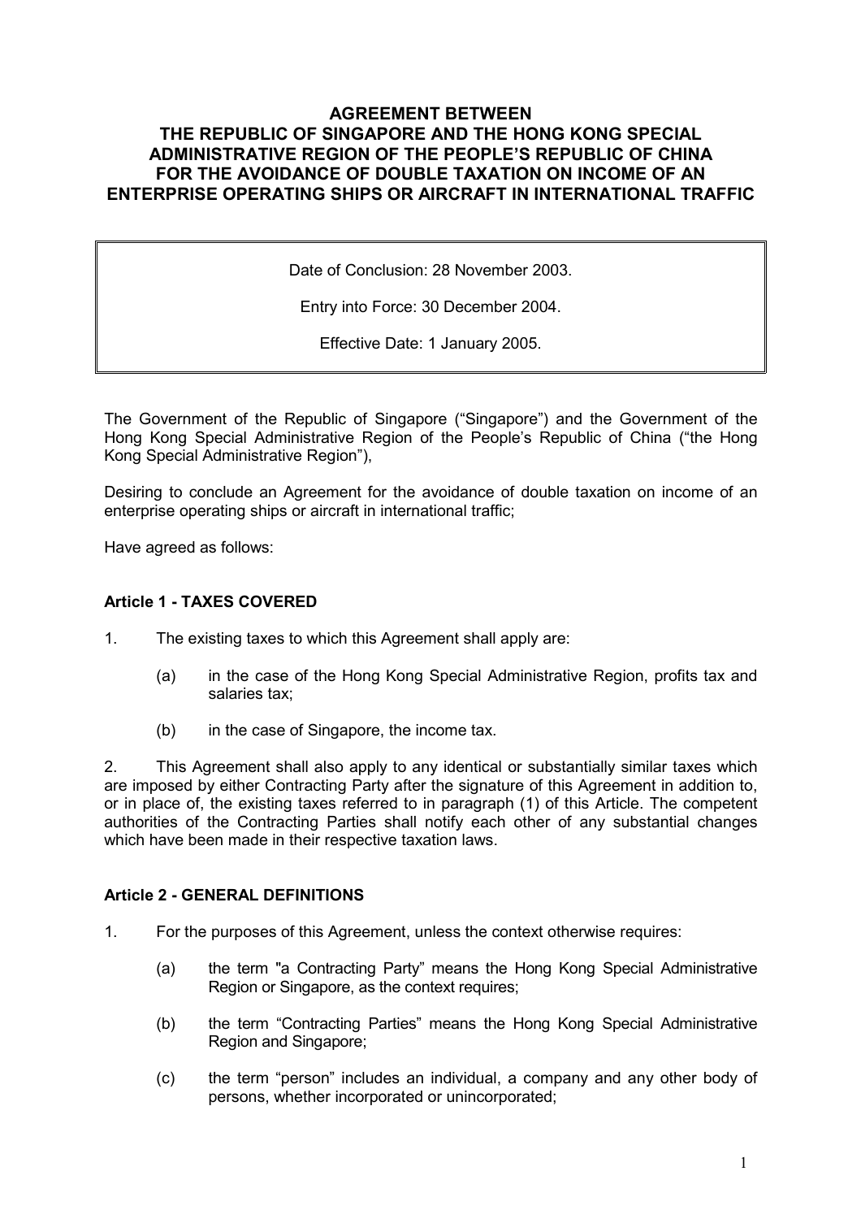# AGREEMENT BETWEEN THE REPUBLIC OF SINGAPORE AND THE HONG KONG SPECIAL ADMINISTRATIVE REGION OF THE PEOPLE'S REPUBLIC OF CHINA FOR THE AVOIDANCE OF DOUBLE TAXATION ON INCOME OF AN ENTERPRISE OPERATING SHIPS OR AIRCRAFT IN INTERNATIONAL TRAFFIC

> Date of Conclusion: 28 November 2003.
>
> Entry into Force: 30 December 2004.
>
> Effective Date: 1 January 2005.

The Government of the Republic of Singapore ("Singapore") and the Government of the Hong Kong Special Administrative Region of the People's Republic of China ("the Hong Kong Special Administrative Region"),

Desiring to conclude an Agreement for the avoidance of double taxation on income of an enterprise operating ships or aircraft in international traffic;

Have agreed as follows:

### Article 1 - TAXES COVERED

1. The existing taxes to which this Agreement shall apply are:

   (a) in the case of the Hong Kong Special Administrative Region, profits tax and salaries tax;

   (b) in the case of Singapore, the income tax.

2. This Agreement shall also apply to any identical or substantially similar taxes which are imposed by either Contracting Party after the signature of this Agreement in addition to, or in place of, the existing taxes referred to in paragraph (1) of this Article. The competent authorities of the Contracting Parties shall notify each other of any substantial changes which have been made in their respective taxation laws.

### Article 2 - GENERAL DEFINITIONS

1. For the purposes of this Agreement, unless the context otherwise requires:

   (a) the term "a Contracting Party" means the Hong Kong Special Administrative Region or Singapore, as the context requires;

   (b) the term "Contracting Parties" means the Hong Kong Special Administrative Region and Singapore;

   (c) the term "person" includes an individual, a company and any other body of persons, whether incorporated or unincorporated;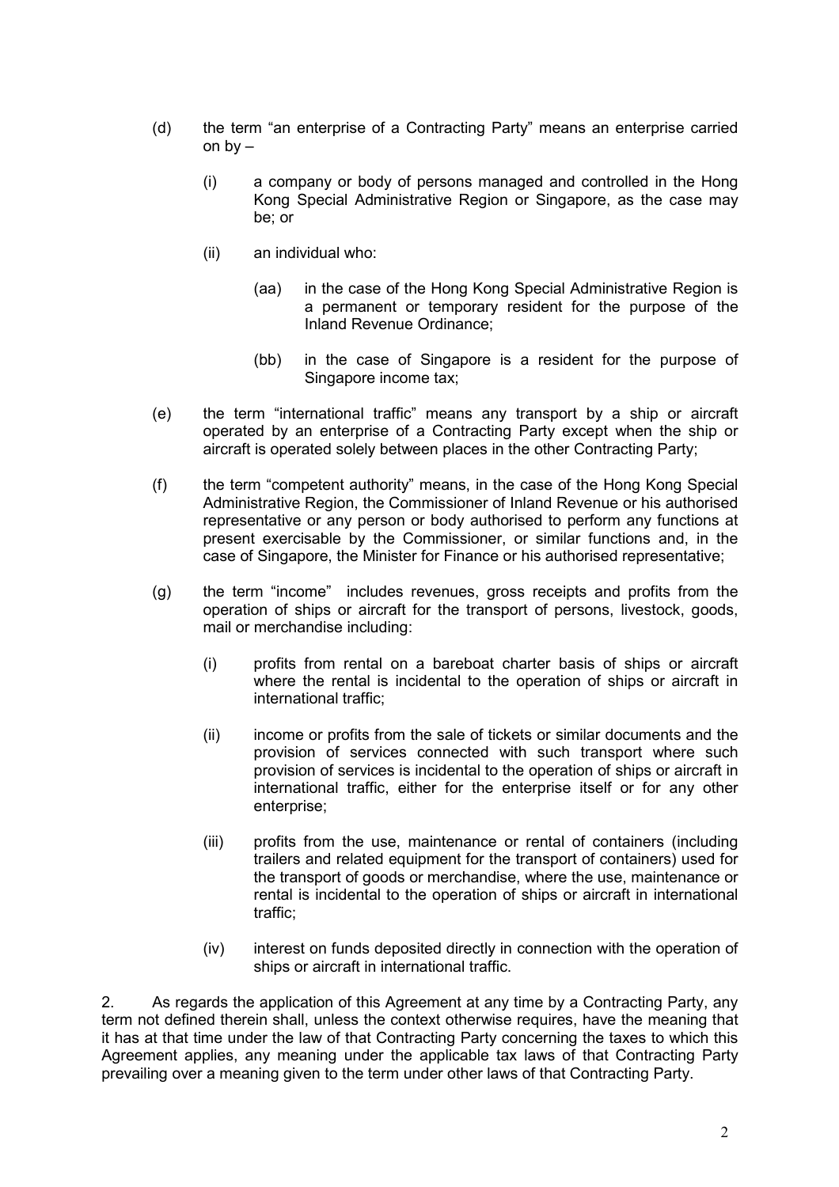(d) the term "an enterprise of a Contracting Party" means an enterprise carried on by –

  (i) a company or body of persons managed and controlled in the Hong Kong Special Administrative Region or Singapore, as the case may be; or

  (ii) an individual who:

    (aa) in the case of the Hong Kong Special Administrative Region is a permanent or temporary resident for the purpose of the Inland Revenue Ordinance;

    (bb) in the case of Singapore is a resident for the purpose of Singapore income tax;

(e) the term "international traffic" means any transport by a ship or aircraft operated by an enterprise of a Contracting Party except when the ship or aircraft is operated solely between places in the other Contracting Party;

(f) the term "competent authority" means, in the case of the Hong Kong Special Administrative Region, the Commissioner of Inland Revenue or his authorised representative or any person or body authorised to perform any functions at present exercisable by the Commissioner, or similar functions and, in the case of Singapore, the Minister for Finance or his authorised representative;

(g) the term "income" includes revenues, gross receipts and profits from the operation of ships or aircraft for the transport of persons, livestock, goods, mail or merchandise including:

  (i) profits from rental on a bareboat charter basis of ships or aircraft where the rental is incidental to the operation of ships or aircraft in international traffic;

  (ii) income or profits from the sale of tickets or similar documents and the provision of services connected with such transport where such provision of services is incidental to the operation of ships or aircraft in international traffic, either for the enterprise itself or for any other enterprise;

  (iii) profits from the use, maintenance or rental of containers (including trailers and related equipment for the transport of containers) used for the transport of goods or merchandise, where the use, maintenance or rental is incidental to the operation of ships or aircraft in international traffic;

  (iv) interest on funds deposited directly in connection with the operation of ships or aircraft in international traffic.

2. As regards the application of this Agreement at any time by a Contracting Party, any term not defined therein shall, unless the context otherwise requires, have the meaning that it has at that time under the law of that Contracting Party concerning the taxes to which this Agreement applies, any meaning under the applicable tax laws of that Contracting Party prevailing over a meaning given to the term under other laws of that Contracting Party.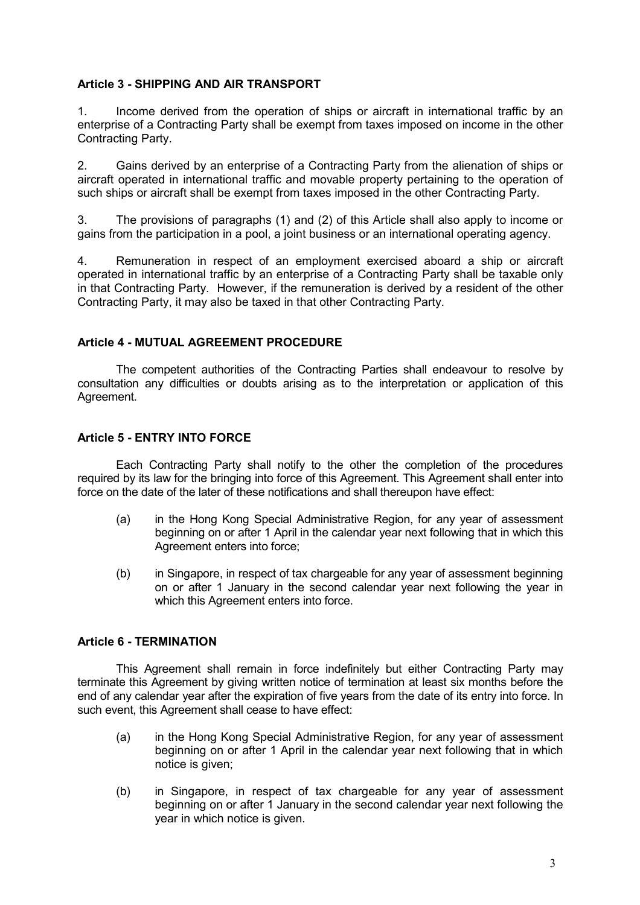### Article 3 - SHIPPING AND AIR TRANSPORT

1. Income derived from the operation of ships or aircraft in international traffic by an enterprise of a Contracting Party shall be exempt from taxes imposed on income in the other Contracting Party.

2. Gains derived by an enterprise of a Contracting Party from the alienation of ships or aircraft operated in international traffic and movable property pertaining to the operation of such ships or aircraft shall be exempt from taxes imposed in the other Contracting Party.

3. The provisions of paragraphs (1) and (2) of this Article shall also apply to income or gains from the participation in a pool, a joint business or an international operating agency.

4. Remuneration in respect of an employment exercised aboard a ship or aircraft operated in international traffic by an enterprise of a Contracting Party shall be taxable only in that Contracting Party. However, if the remuneration is derived by a resident of the other Contracting Party, it may also be taxed in that other Contracting Party.

### Article 4 - MUTUAL AGREEMENT PROCEDURE

The competent authorities of the Contracting Parties shall endeavour to resolve by consultation any difficulties or doubts arising as to the interpretation or application of this Agreement.

### Article 5 - ENTRY INTO FORCE

Each Contracting Party shall notify to the other the completion of the procedures required by its law for the bringing into force of this Agreement. This Agreement shall enter into force on the date of the later of these notifications and shall thereupon have effect:

(a) in the Hong Kong Special Administrative Region, for any year of assessment beginning on or after 1 April in the calendar year next following that in which this Agreement enters into force;

(b) in Singapore, in respect of tax chargeable for any year of assessment beginning on or after 1 January in the second calendar year next following the year in which this Agreement enters into force.

### Article 6 - TERMINATION

This Agreement shall remain in force indefinitely but either Contracting Party may terminate this Agreement by giving written notice of termination at least six months before the end of any calendar year after the expiration of five years from the date of its entry into force. In such event, this Agreement shall cease to have effect:

(a) in the Hong Kong Special Administrative Region, for any year of assessment beginning on or after 1 April in the calendar year next following that in which notice is given;

(b) in Singapore, in respect of tax chargeable for any year of assessment beginning on or after 1 January in the second calendar year next following the year in which notice is given.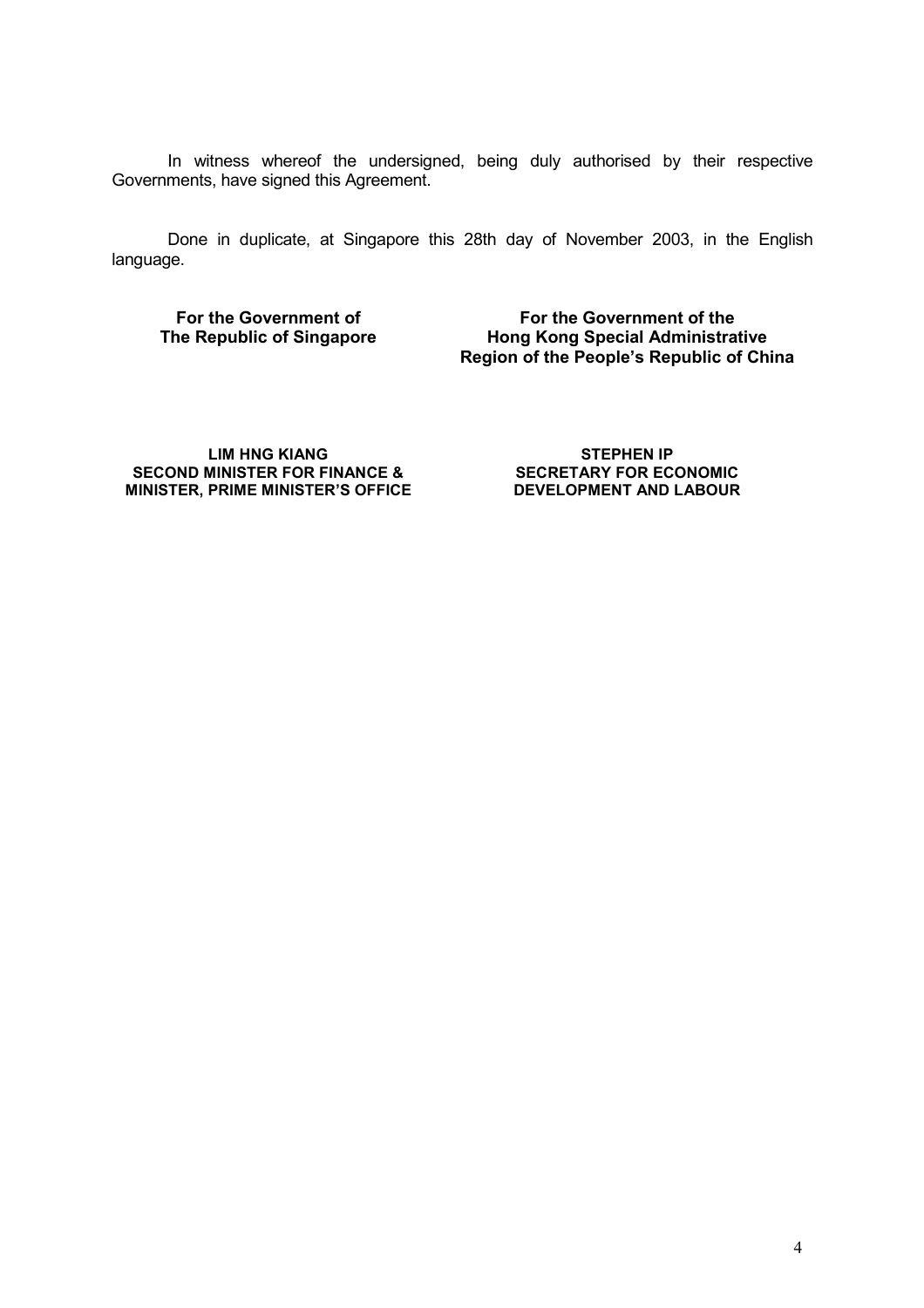In witness whereof the undersigned, being duly authorised by their respective Governments, have signed this Agreement.

Done in duplicate, at Singapore this 28th day of November 2003, in the English language.

| For the Government of The Republic of Singapore | For the Government of the Hong Kong Special Administrative Region of the People's Republic of China |
|---|---|
| **LIM HNG KIANG**<br>**SECOND MINISTER FOR FINANCE &**<br>**MINISTER, PRIME MINISTER'S OFFICE** | **STEPHEN IP**<br>**SECRETARY FOR ECONOMIC DEVELOPMENT AND LABOUR** |